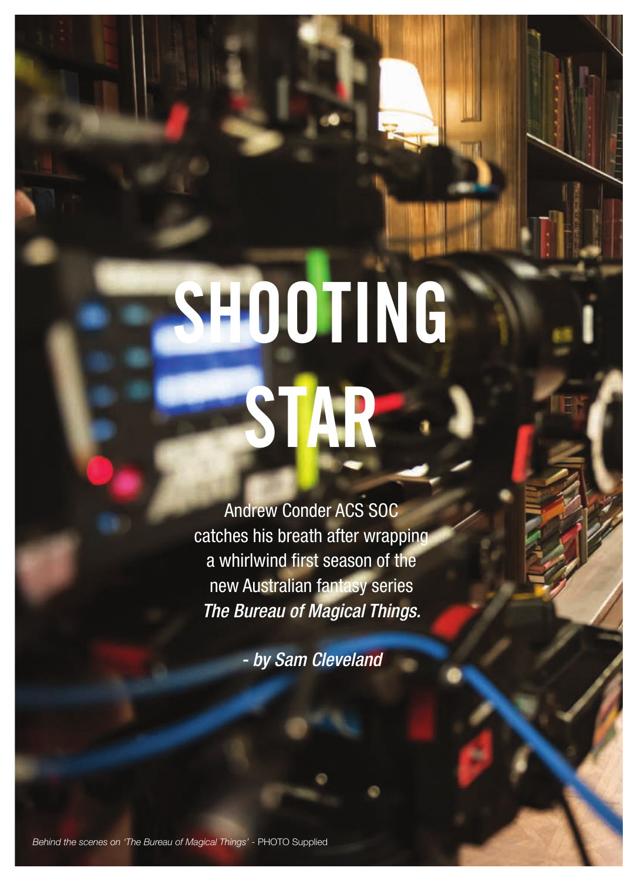# SHOOTING STAR

Andrew Conder ACS SOC catches his breath after wrapping a whirlwind first season of the new Australian fantasy series *The Bureau of Magical Things.*

*- by Sam Cleveland*

*Behind the scenes on 'The Bureau of Magical Things'* - PHOTO Supplied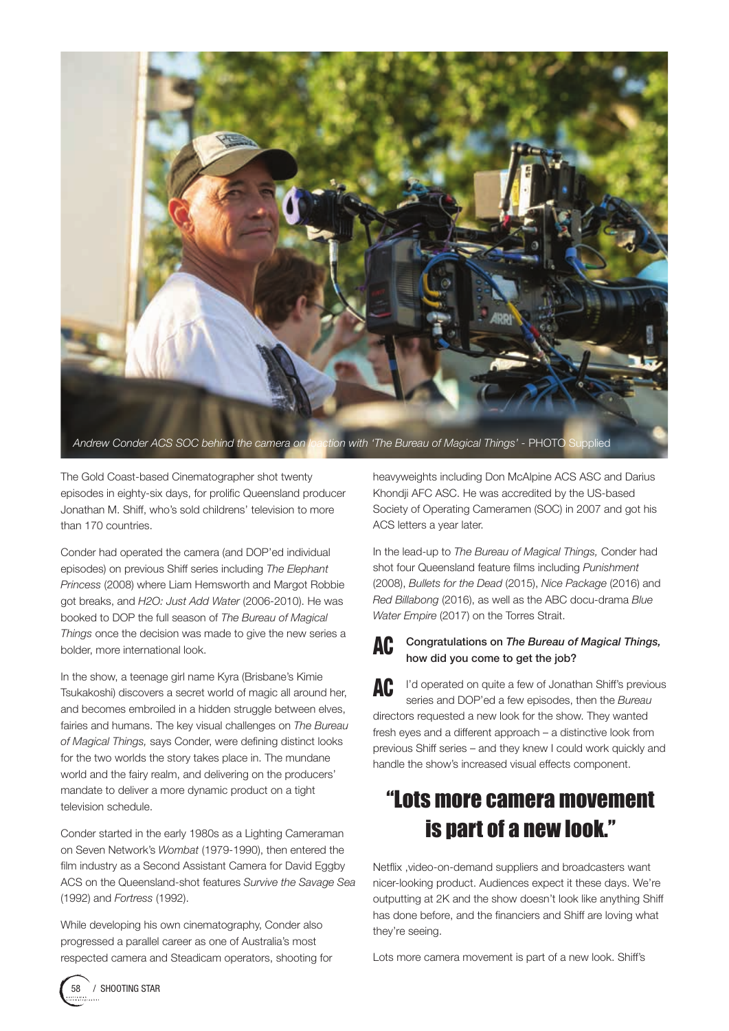*Andrew Conder ACS SOC behind the camera on location with 'The Bureau of Magical Things'* - PHOTO Supplied

The Gold Coast-based Cinematographer shot twenty episodes in eighty-six days, for prolific Queensland producer Jonathan M. Shiff, who's sold childrens' television to more than 170 countries.

Conder had operated the camera (and DOP'ed individual episodes) on previous Shiff series including *The Elephant Princess* (2008) where Liam Hemsworth and Margot Robbie got breaks, and *H2O: Just Add Water* (2006-2010). He was booked to DOP the full season of *The Bureau of Magical Things* once the decision was made to give the new series a bolder, more international look.

In the show, a teenage girl name Kyra (Brisbane's Kimie Tsukakoshi) discovers a secret world of magic all around her, and becomes embroiled in a hidden struggle between elves, fairies and humans. The key visual challenges on *The Bureau of Magical Things,* says Conder, were defining distinct looks for the two worlds the story takes place in. The mundane world and the fairy realm, and delivering on the producers' mandate to deliver a more dynamic product on a tight television schedule.

Conder started in the early 1980s as a Lighting Cameraman on Seven Network's *Wombat* (1979-1990), then entered the film industry as a Second Assistant Camera for David Eggby ACS on the Queensland-shot features *Survive the Savage Sea* (1992) and *Fortress* (1992).

While developing his own cinematography, Conder also progressed a parallel career as one of Australia's most respected camera and Steadicam operators, shooting for heavyweights including Don McAlpine ACS ASC and Darius Khondji AFC ASC. He was accredited by the US-based Society of Operating Cameramen (SOC) in 2007 and got his ACS letters a year later.

In the lead-up to *The Bureau of Magical Things,* Conder had shot four Queensland feature films including *Punishment* (2008), *Bullets for the Dead* (2015), *Nice Package* (2016) and *Red Billabong* (2016), as well as the ABC docu-drama *Blue Water Empire* (2017) on the Torres Strait.

**AC** **Congratulations on *The Bureau of Magical Things,* how did you come to get the job?**

**AC** I'd operated on quite a few of Jonathan Shiff's previous series and DOP'ed a few episodes, then the *Bureau* directors requested a new look for the show. They wanted fresh eyes and a different approach – a distinctive look from previous Shiff series – and they knew I could work quickly and handle the show's increased visual effects component.

## "Lots more camera movement is part of a new look."

Netflix ,video-on-demand suppliers and broadcasters want nicer-looking product. Audiences expect it these days. We're outputting at 2K and the show doesn't look like anything Shiff has done before, and the financiers and Shiff are loving what they're seeing.

Lots more camera movement is part of a new look. Shiff's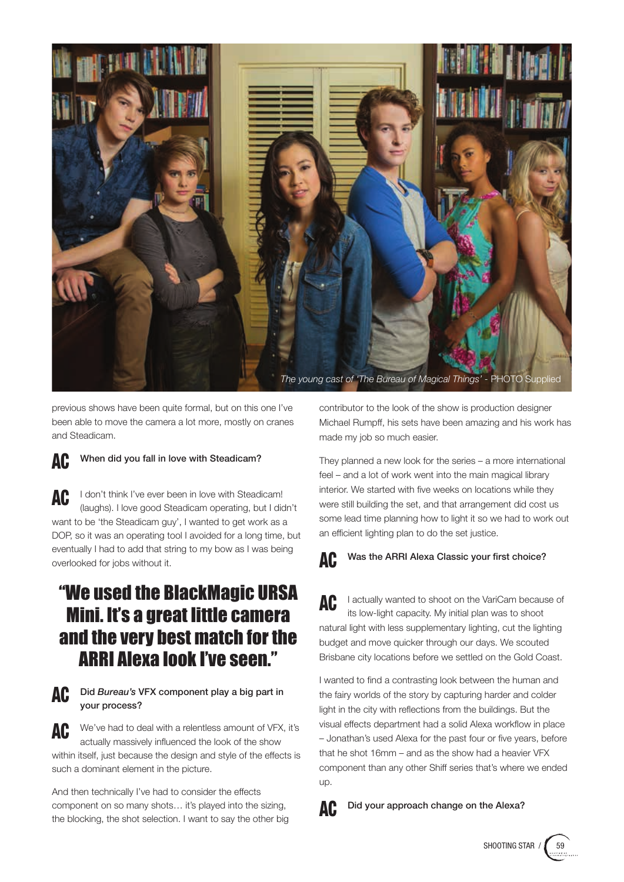*The young cast of 'The Bureau of Magical Things'* - PHOTO Supplied

previous shows have been quite formal, but on this one I've been able to move the camera a lot more, mostly on cranes and Steadicam.

**AC When did you fall in love with Steadicam?**

**AC** I don't think I've ever been in love with Steadicam! (laughs). I love good Steadicam operating, but I didn't want to be 'the Steadicam guy', I wanted to get work as a DOP, so it was an operating tool I avoided for a long time, but eventually I had to add that string to my bow as I was being overlooked for jobs without it.

> "We used the BlackMagic URSA Mini. It's a great little camera and the very best match for the ARRI Alexa look I've seen."

**AC Did *Bureau's* VFX component play a big part in your process?**

**AC** We've had to deal with a relentless amount of VFX, it's actually massively influenced the look of the show within itself, just because the design and style of the effects is such a dominant element in the picture.

And then technically I've had to consider the effects component on so many shots… it's played into the sizing, the blocking, the shot selection. I want to say the other big contributor to the look of the show is production designer Michael Rumpff, his sets have been amazing and his work has made my job so much easier.

They planned a new look for the series – a more international feel – and a lot of work went into the main magical library interior. We started with five weeks on locations while they were still building the set, and that arrangement did cost us some lead time planning how to light it so we had to work out an efficient lighting plan to do the set justice.

**AC Was the ARRI Alexa Classic your first choice?**

**AC** I actually wanted to shoot on the VariCam because of its low-light capacity. My initial plan was to shoot natural light with less supplementary lighting, cut the lighting budget and move quicker through our days. We scouted Brisbane city locations before we settled on the Gold Coast.

I wanted to find a contrasting look between the human and the fairy worlds of the story by capturing harder and colder light in the city with reflections from the buildings. But the visual effects department had a solid Alexa workflow in place – Jonathan's used Alexa for the past four or five years, before that he shot 16mm – and as the show had a heavier VFX component than any other Shiff series that's where we ended up.

**AC Did your approach change on the Alexa?**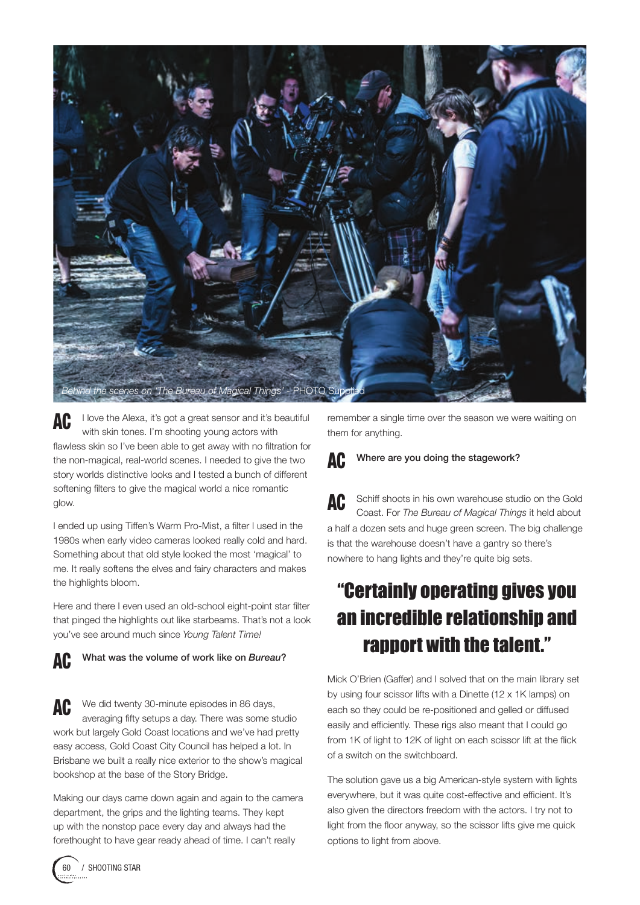Behind the scenes on 'The Bureau of Magical Things' - PHOTO Supplied

**AC** I love the Alexa, it's got a great sensor and it's beautiful with skin tones. I'm shooting young actors with flawless skin so I've been able to get away with no filtration for the non-magical, real-world scenes. I needed to give the two story worlds distinctive looks and I tested a bunch of different softening filters to give the magical world a nice romantic glow.

I ended up using Tiffen's Warm Pro-Mist, a filter I used in the 1980s when early video cameras looked really cold and hard. Something about that old style looked the most 'magical' to me. It really softens the elves and fairy characters and makes the highlights bloom.

Here and there I even used an old-school eight-point star filter that pinged the highlights out like starbeams. That's not a look you've see around much since *Young Talent Time!*

**AC** **What was the volume of work like on *Bureau*?**

**AC** We did twenty 30-minute episodes in 86 days, averaging fifty setups a day. There was some studio work but largely Gold Coast locations and we've had pretty easy access, Gold Coast City Council has helped a lot. In Brisbane we built a really nice exterior to the show's magical bookshop at the base of the Story Bridge.

Making our days came down again and again to the camera department, the grips and the lighting teams. They kept up with the nonstop pace every day and always had the forethought to have gear ready ahead of time. I can't really remember a single time over the season we were waiting on them for anything.

**AC** **Where are you doing the stagework?**

**AC** Schiff shoots in his own warehouse studio on the Gold Coast. For *The Bureau of Magical Things* it held about a half a dozen sets and huge green screen. The big challenge is that the warehouse doesn't have a gantry so there's nowhere to hang lights and they're quite big sets.

## "Certainly operating gives you an incredible relationship and rapport with the talent."

Mick O'Brien (Gaffer) and I solved that on the main library set by using four scissor lifts with a Dinette (12 x 1K lamps) on each so they could be re-positioned and gelled or diffused easily and efficiently. These rigs also meant that I could go from 1K of light to 12K of light on each scissor lift at the flick of a switch on the switchboard.

The solution gave us a big American-style system with lights everywhere, but it was quite cost-effective and efficient. It's also given the directors freedom with the actors. I try not to light from the floor anyway, so the scissor lifts give me quick options to light from above.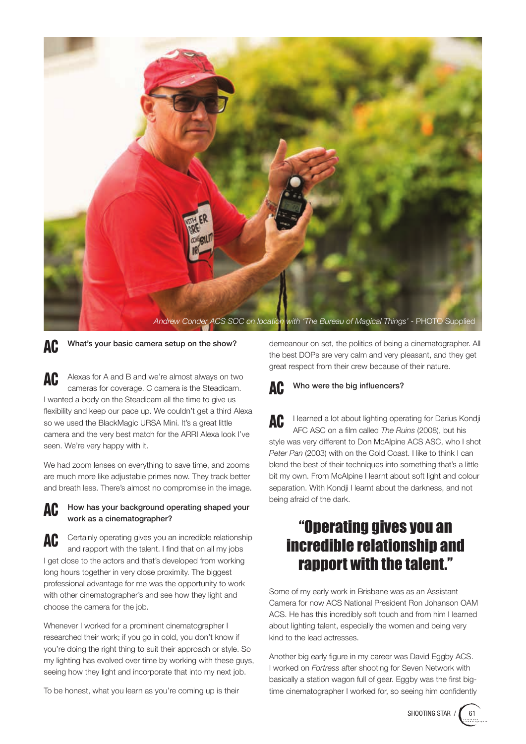*Andrew Conder ACS SOC on location with 'The Bureau of Magical Things'* - PHOTO Supplied

**AC** **What's your basic camera setup on the show?**

**AC** Alexas for A and B and we're almost always on two cameras for coverage. C camera is the Steadicam. I wanted a body on the Steadicam all the time to give us flexibility and keep our pace up. We couldn't get a third Alexa so we used the BlackMagic URSA Mini. It's a great little camera and the very best match for the ARRI Alexa look I've seen. We're very happy with it.

We had zoom lenses on everything to save time, and zooms are much more like adjustable primes now. They track better and breath less. There's almost no compromise in the image.

**AC** **How has your background operating shaped your work as a cinematographer?**

**AC** Certainly operating gives you an incredible relationship and rapport with the talent. I find that on all my jobs I get close to the actors and that's developed from working long hours together in very close proximity. The biggest professional advantage for me was the opportunity to work with other cinematographer's and see how they light and choose the camera for the job.

Whenever I worked for a prominent cinematographer I researched their work; if you go in cold, you don't know if you're doing the right thing to suit their approach or style. So my lighting has evolved over time by working with these guys, seeing how they light and incorporate that into my next job.

To be honest, what you learn as you're coming up is their demeanour on set, the politics of being a cinematographer. All the best DOPs are very calm and very pleasant, and they get great respect from their crew because of their nature.

**AC** **Who were the big influencers?**

**AC** I learned a lot about lighting operating for Darius Kondji AFC ASC on a film called *The Ruins* (2008), but his style was very different to Don McAlpine ACS ASC, who I shot *Peter Pan* (2003) with on the Gold Coast. I like to think I can blend the best of their techniques into something that's a little bit my own. From McAlpine I learnt about soft light and colour separation. With Kondji I learnt about the darkness, and not being afraid of the dark.

## "Operating gives you an incredible relationship and rapport with the talent."

Some of my early work in Brisbane was as an Assistant Camera for now ACS National President Ron Johanson OAM ACS. He has this incredibly soft touch and from him I learned about lighting talent, especially the women and being very kind to the lead actresses.

Another big early figure in my career was David Eggby ACS. I worked on *Fortress* after shooting for Seven Network with basically a station wagon full of gear. Eggby was the first big-time cinematographer I worked for, so seeing him confidently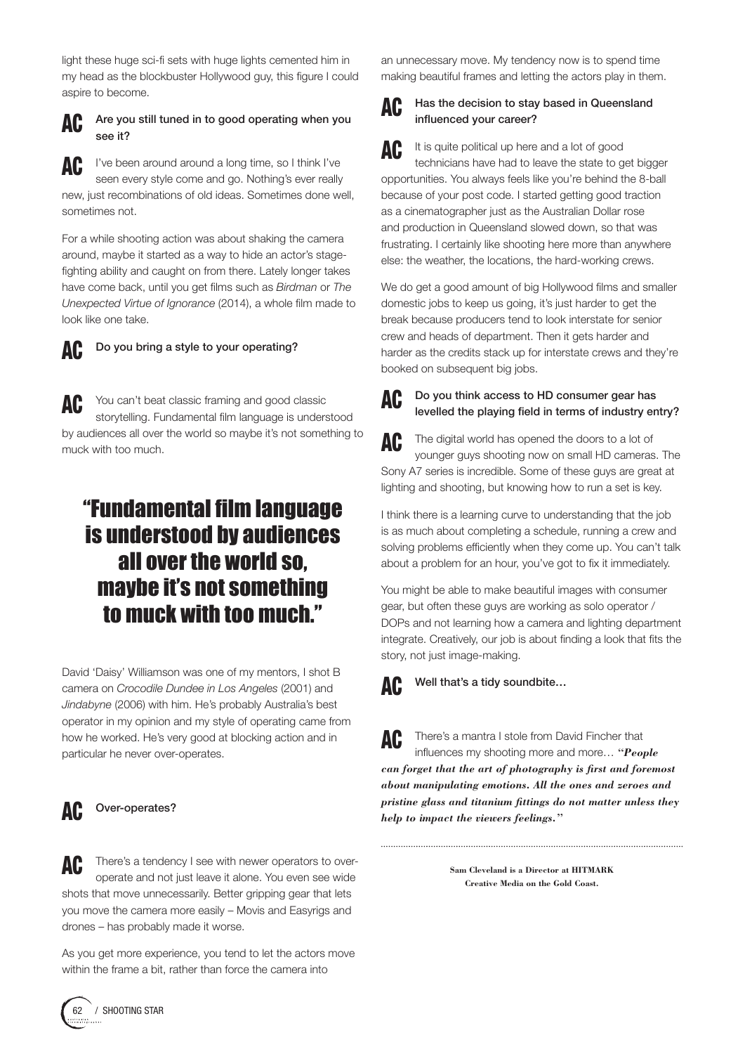light these huge sci-fi sets with huge lights cemented him in my head as the blockbuster Hollywood guy, this figure I could aspire to become.

**AC Are you still tuned in to good operating when you see it?**

**AC** I've been around around a long time, so I think I've seen every style come and go. Nothing's ever really new, just recombinations of old ideas. Sometimes done well, sometimes not.

For a while shooting action was about shaking the camera around, maybe it started as a way to hide an actor's stage-fighting ability and caught on from there. Lately longer takes have come back, until you get films such as *Birdman* or *The Unexpected Virtue of Ignorance* (2014), a whole film made to look like one take.

**AC Do you bring a style to your operating?**

**AC** You can't beat classic framing and good classic storytelling. Fundamental film language is understood by audiences all over the world so maybe it's not something to muck with too much.

> "Fundamental film language is understood by audiences all over the world so, maybe it's not something to muck with too much."

David 'Daisy' Williamson was one of my mentors, I shot B camera on *Crocodile Dundee in Los Angeles* (2001) and *Jindabyne* (2006) with him. He's probably Australia's best operator in my opinion and my style of operating came from how he worked. He's very good at blocking action and in particular he never over-operates.

**AC Over-operates?**

**AC** There's a tendency I see with newer operators to over-operate and not just leave it alone. You even see wide shots that move unnecessarily. Better gripping gear that lets you move the camera more easily – Movis and Easyrigs and drones – has probably made it worse.

As you get more experience, you tend to let the actors move within the frame a bit, rather than force the camera into an unnecessary move. My tendency now is to spend time making beautiful frames and letting the actors play in them.

**AC Has the decision to stay based in Queensland influenced your career?**

**AC** It is quite political up here and a lot of good technicians have had to leave the state to get bigger opportunities. You always feels like you're behind the 8-ball because of your post code. I started getting good traction as a cinematographer just as the Australian Dollar rose and production in Queensland slowed down, so that was frustrating. I certainly like shooting here more than anywhere else: the weather, the locations, the hard-working crews.

We do get a good amount of big Hollywood films and smaller domestic jobs to keep us going, it's just harder to get the break because producers tend to look interstate for senior crew and heads of department. Then it gets harder and harder as the credits stack up for interstate crews and they're booked on subsequent big jobs.

**AC Do you think access to HD consumer gear has levelled the playing field in terms of industry entry?**

**AC** The digital world has opened the doors to a lot of younger guys shooting now on small HD cameras. The Sony A7 series is incredible. Some of these guys are great at lighting and shooting, but knowing how to run a set is key.

I think there is a learning curve to understanding that the job is as much about completing a schedule, running a crew and solving problems efficiently when they come up. You can't talk about a problem for an hour, you've got to fix it immediately.

You might be able to make beautiful images with consumer gear, but often these guys are working as solo operator / DOPs and not learning how a camera and lighting department integrate. Creatively, our job is about finding a look that fits the story, not just image-making.

**AC Well that's a tidy soundbite…**

**AC** There's a mantra I stole from David Fincher that influences my shooting more and more… "***People can forget that the art of photography is first and foremost about manipulating emotions. All the ones and zeroes and pristine glass and titanium fittings do not matter unless they help to impact the viewers feelings.***"

---

**Sam Cleveland is a Director at HITMARK Creative Media on the Gold Coast.**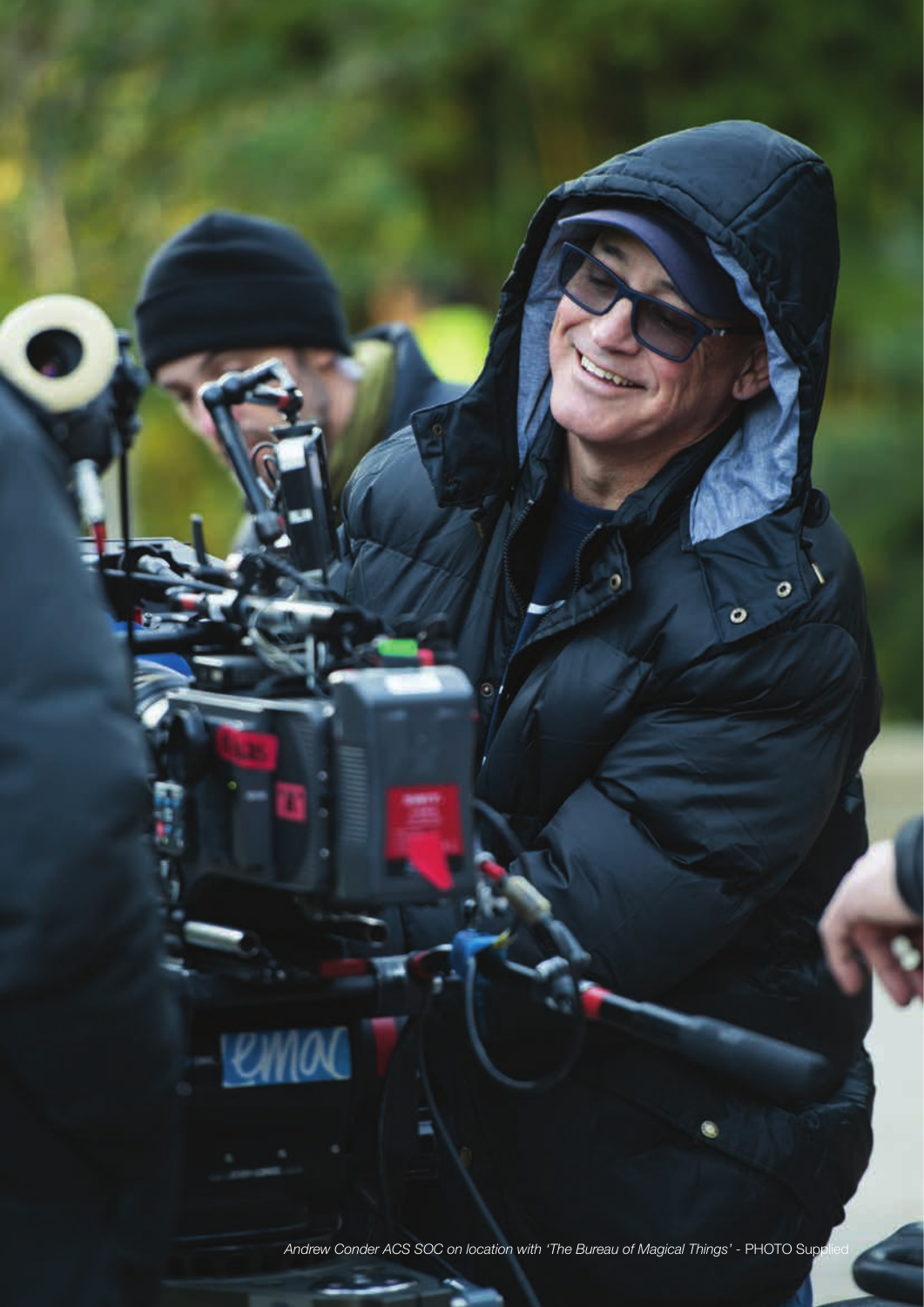*Andrew Conder ACS SOC on location with 'The Bureau of Magical Things'* - PHOTO Supplied